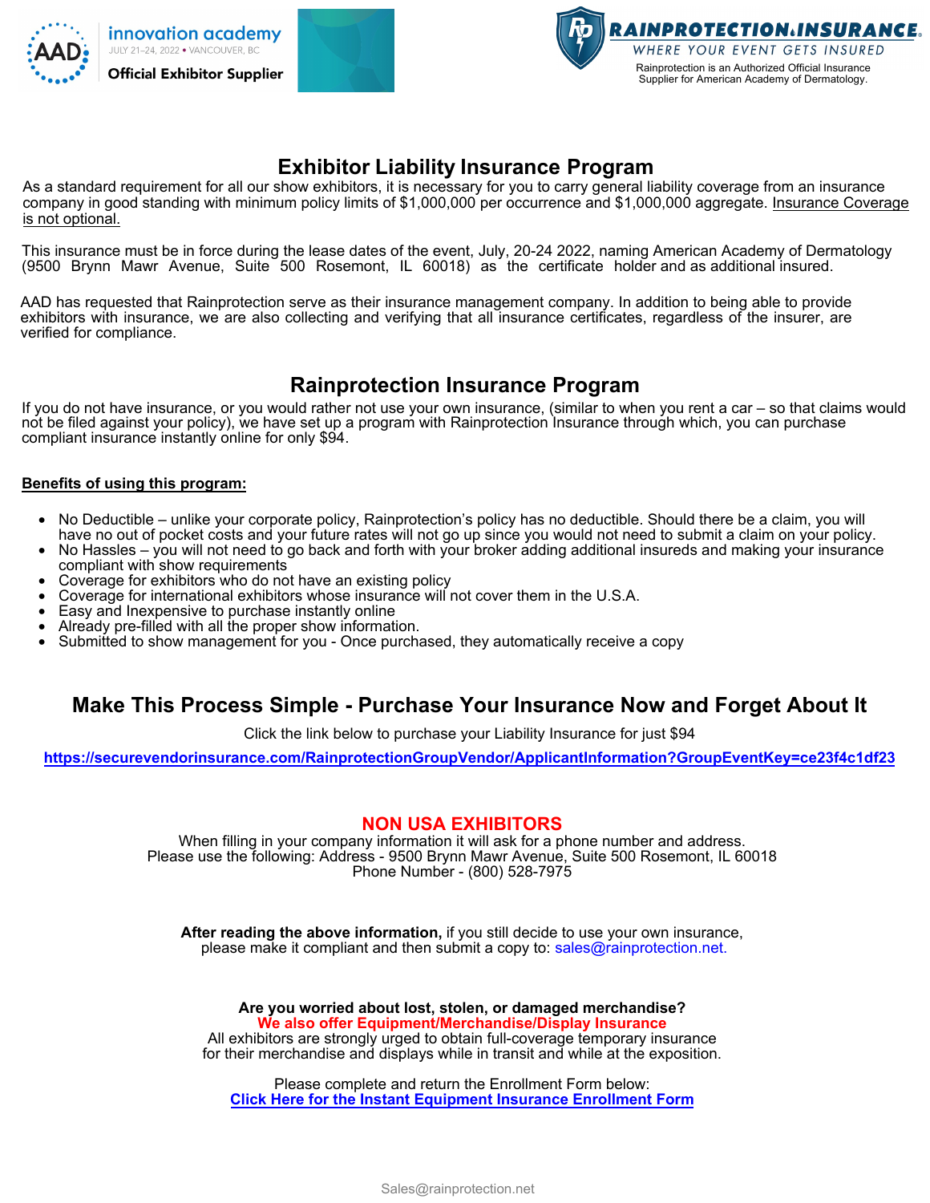AAD innovation academy
JULY 21–24, 2022 • VANCOUVER, BC
Official Exhibitor Supplier

RAINPROTECTION.INSURANCE
WHERE YOUR EVENT GETS INSURED
Rainprotection is an Authorized Official Insurance Supplier for American Academy of Dermatology.

# Exhibitor Liability Insurance Program

As a standard requirement for all our show exhibitors, it is necessary for you to carry general liability coverage from an insurance company in good standing with minimum policy limits of $1,000,000 per occurrence and $1,000,000 aggregate. Insurance Coverage is not optional.

This insurance must be in force during the lease dates of the event, July, 20-24 2022, naming American Academy of Dermatology (9500 Brynn Mawr Avenue, Suite 500 Rosemont, IL 60018) as the certificate holder and as additional insured.

AAD has requested that Rainprotection serve as their insurance management company. In addition to being able to provide exhibitors with insurance, we are also collecting and verifying that all insurance certificates, regardless of the insurer, are verified for compliance.

# Rainprotection Insurance Program

If you do not have insurance, or you would rather not use your own insurance, (similar to when you rent a car – so that claims would not be filed against your policy), we have set up a program with Rainprotection Insurance through which, you can purchase compliant insurance instantly online for only $94.

**Benefits of using this program:**

- No Deductible – unlike your corporate policy, Rainprotection's policy has no deductible. Should there be a claim, you will have no out of pocket costs and your future rates will not go up since you would not need to submit a claim on your policy.
- No Hassles – you will not need to go back and forth with your broker adding additional insureds and making your insurance compliant with show requirements
- Coverage for exhibitors who do not have an existing policy
- Coverage for international exhibitors whose insurance will not cover them in the U.S.A.
- Easy and Inexpensive to purchase instantly online
- Already pre-filled with all the proper show information.
- Submitted to show management for you - Once purchased, they automatically receive a copy

## Make This Process Simple - Purchase Your Insurance Now and Forget About It

Click the link below to purchase your Liability Insurance for just $94

**https://securevendorinsurance.com/RainprotectionGroupVendor/ApplicantInformation?GroupEventKey=ce23f4c1df23**

## NON USA EXHIBITORS

When filling in your company information it will ask for a phone number and address.
Please use the following: Address - 9500 Brynn Mawr Avenue, Suite 500 Rosemont, IL 60018
Phone Number - (800) 528-7975

**After reading the above information,** if you still decide to use your own insurance, please make it compliant and then submit a copy to: sales@rainprotection.net.

**Are you worried about lost, stolen, or damaged merchandise?**
**We also offer Equipment/Merchandise/Display Insurance**
All exhibitors are strongly urged to obtain full-coverage temporary insurance for their merchandise and displays while in transit and while at the exposition.

Please complete and return the Enrollment Form below:
**Click Here for the Instant Equipment Insurance Enrollment Form**

Sales@rainprotection.net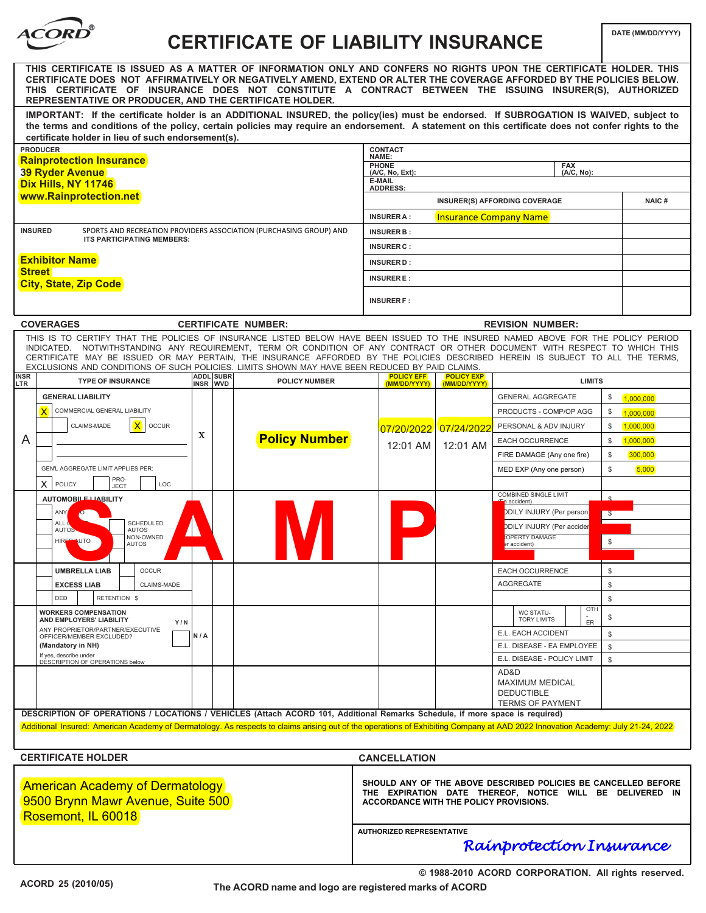# CERTIFICATE OF LIABILITY INSURANCE

DATE (MM/DD/YYYY)

**THIS CERTIFICATE IS ISSUED AS A MATTER OF INFORMATION ONLY AND CONFERS NO RIGHTS UPON THE CERTIFICATE HOLDER. THIS CERTIFICATE DOES NOT AFFIRMATIVELY OR NEGATIVELY AMEND, EXTEND OR ALTER THE COVERAGE AFFORDED BY THE POLICIES BELOW. THIS CERTIFICATE OF INSURANCE DOES NOT CONSTITUTE A CONTRACT BETWEEN THE ISSUING INSURER(S), AUTHORIZED REPRESENTATIVE OR PRODUCER, AND THE CERTIFICATE HOLDER.**

**IMPORTANT: If the certificate holder is an ADDITIONAL INSURED, the policy(ies) must be endorsed. If SUBROGATION IS WAIVED, subject to the terms and conditions of the policy, certain policies may require an endorsement. A statement on this certificate does not confer rights to the certificate holder in lieu of such endorsement(s).**

| PRODUCER | CONTACT NAME: | |
|---|---|---|
| Rainprotection Insurance<br>39 Ryder Avenue<br>Dix Hills, NY 11746<br>www.Rainprotection.net | PHONE (A/C, No, Ext): | FAX (A/C, No): |
| | E-MAIL ADDRESS: | |
| | INSURER(S) AFFORDING COVERAGE | NAIC # |
| | INSURER A : Insurance Company Name | |
| INSURED SPORTS AND RECREATION PROVIDERS ASSOCIATION (PURCHASING GROUP) AND ITS PARTICIPATING MEMBERS:<br>Exhibitor Name<br>Street<br>City, State, Zip Code | INSURER B : | |
| | INSURER C : | |
| | INSURER D : | |
| | INSURER E : | |
| | INSURER F : | |

**COVERAGES** CERTIFICATE NUMBER: REVISION NUMBER:

THIS IS TO CERTIFY THAT THE POLICIES OF INSURANCE LISTED BELOW HAVE BEEN ISSUED TO THE INSURED NAMED ABOVE FOR THE POLICY PERIOD INDICATED. NOTWITHSTANDING ANY REQUIREMENT, TERM OR CONDITION OF ANY CONTRACT OR OTHER DOCUMENT WITH RESPECT TO WHICH THIS CERTIFICATE MAY BE ISSUED OR MAY PERTAIN, THE INSURANCE AFFORDED BY THE POLICIES DESCRIBED HEREIN IS SUBJECT TO ALL THE TERMS, EXCLUSIONS AND CONDITIONS OF SUCH POLICIES. LIMITS SHOWN MAY HAVE BEEN REDUCED BY PAID CLAIMS.

| INSR LTR | TYPE OF INSURANCE | ADDL INSR | SUBR WVD | POLICY NUMBER | POLICY EFF (MM/DD/YYYY) | POLICY EXP (MM/DD/YYYY) | LIMITS | |
|---|---|---|---|---|---|---|---|---|
| A | GENERAL LIABILITY<br>X COMMERCIAL GENERAL LIABILITY<br>CLAIMS-MADE X OCCUR<br>GEN'L AGGREGATE LIMIT APPLIES PER: X POLICY / PRO-JECT / LOC | X | | Policy Number | 07/20/2022 12:01 AM | 07/24/2022 12:01 AM | GENERAL AGGREGATE | $ 1,000,000 |
| | | | | | | | PRODUCTS - COMP/OP AGG | $ 1,000,000 |
| | | | | | | | PERSONAL & ADV INJURY | $ 1,000,000 |
| | | | | | | | EACH OCCURRENCE | $ 1,000,000 |
| | | | | | | | FIRE DAMAGE (Any one fire) | $ 300,000 |
| | | | | | | | MED EXP (Any one person) | $ 5,000 |
| | AUTOMOBILE LIABILITY<br>ANY AUTO<br>ALL OWNED AUTOS / SCHEDULED AUTOS<br>HIRED AUTOS / NON-OWNED AUTOS | | | | | | COMBINED SINGLE LIMIT (Ea accident) | $ |
| | | | | | | | BODILY INJURY (Per person) | $ |
| | | | | | | | BODILY INJURY (Per accident) | $ |
| | | | | | | | PROPERTY DAMAGE (Per accident) | $ |
| | UMBRELLA LIAB / OCCUR<br>EXCESS LIAB / CLAIMS-MADE<br>DED / RETENTION $ | | | | | | EACH OCCURRENCE | $ |
| | | | | | | | AGGREGATE | $ |
| | | | | | | | | $ |
| | WORKERS COMPENSATION AND EMPLOYERS' LIABILITY Y/N<br>ANY PROPRIETOR/PARTNER/EXECUTIVE OFFICER/MEMBER EXCLUDED? (Mandatory in NH)<br>If yes, describe under DESCRIPTION OF OPERATIONS below | N/A | | | | | WC STATUTORY LIMITS / OTHER | $ |
| | | | | | | | E.L. EACH ACCIDENT | $ |
| | | | | | | | E.L. DISEASE - EA EMPLOYEE | $ |
| | | | | | | | E.L. DISEASE - POLICY LIMIT | $ |
| | | | | | | | AD&D<br>MAXIMUM MEDICAL<br>DEDUCTIBLE<br>TERMS OF PAYMENT | |

SAMPLE

**DESCRIPTION OF OPERATIONS / LOCATIONS / VEHICLES (Attach ACORD 101, Additional Remarks Schedule, if more space is required)**

Additional Insured: American Academy of Dermatology. As respects to claims arising out of the operations of Exhibiting Company at AAD 2022 Innovation Academy: July 21-24, 2022

| CERTIFICATE HOLDER | CANCELLATION |
|---|---|
| American Academy of Dermatology<br>9500 Brynn Mawr Avenue, Suite 500<br>Rosemont, IL 60018 | **SHOULD ANY OF THE ABOVE DESCRIBED POLICIES BE CANCELLED BEFORE THE EXPIRATION DATE THEREOF, NOTICE WILL BE DELIVERED IN ACCORDANCE WITH THE POLICY PROVISIONS.** |
| | AUTHORIZED REPRESENTATIVE<br>*Rainprotection Insurance* |

© 1988-2010 ACORD CORPORATION. All rights reserved.

ACORD 25 (2010/05)

The ACORD name and logo are registered marks of ACORD